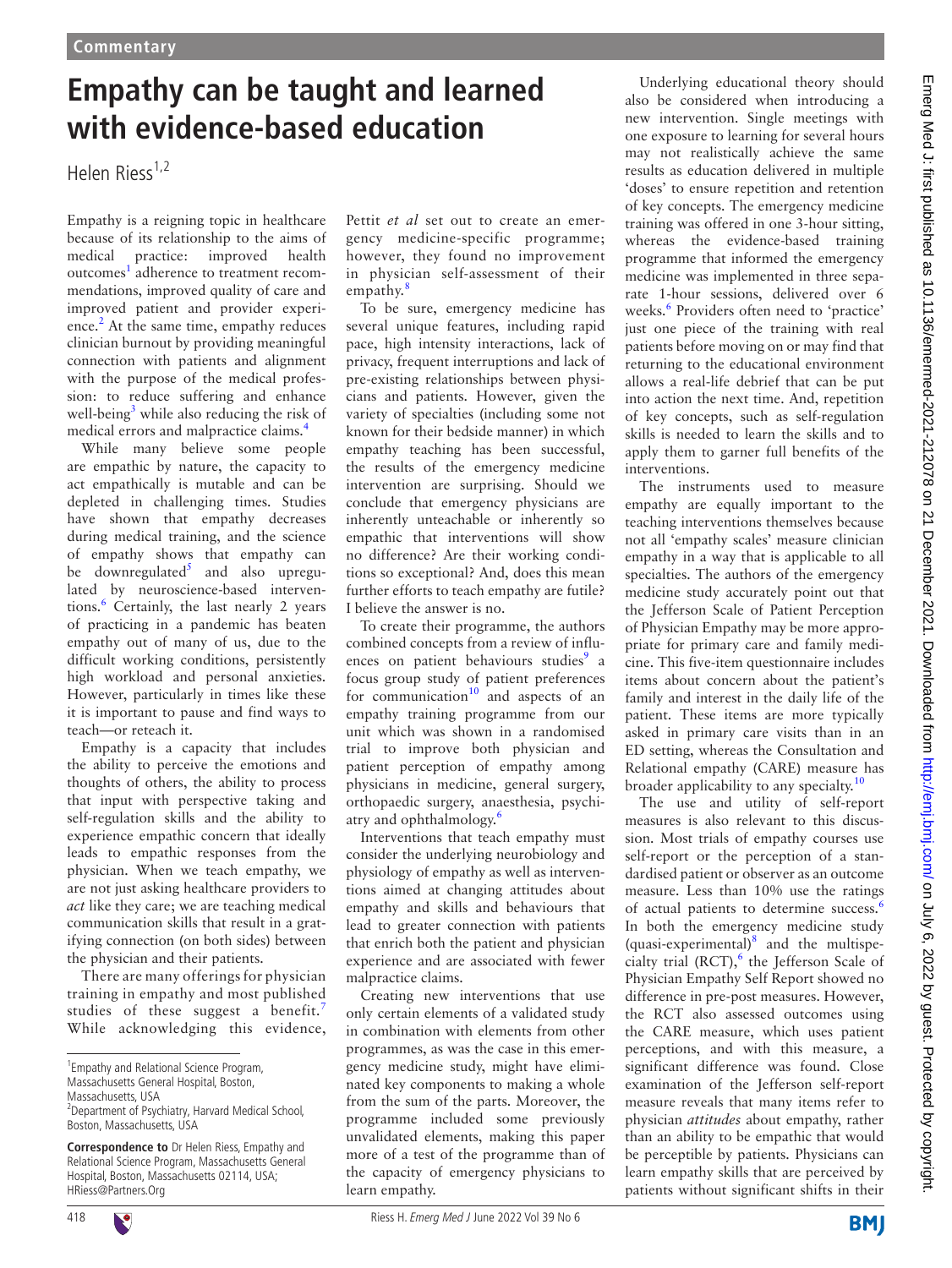Commentary

# Empathy can be taught and learned with evidence-based education

Helen Riess[1,2]

Empathy is a reigning topic in healthcare because of its relationship to the aims of medical practice: improved health outcomes[1] adherence to treatment recommendations, improved quality of care and improved patient and provider experience.[2] At the same time, empathy reduces clinician burnout by providing meaningful connection with patients and alignment with the purpose of the medical profession: to reduce suffering and enhance well-being[3] while also reducing the risk of medical errors and malpractice claims.[4]

While many believe some people are empathic by nature, the capacity to act empathically is mutable and can be depleted in challenging times. Studies have shown that empathy decreases during medical training, and the science of empathy shows that empathy can be downregulated[5] and also upregulated by neuroscience-based interventions.[6] Certainly, the last nearly 2 years of practicing in a pandemic has beaten empathy out of many of us, due to the difficult working conditions, persistently high workload and personal anxieties. However, particularly in times like these it is important to pause and find ways to teach—or reteach it.

Empathy is a capacity that includes the ability to perceive the emotions and thoughts of others, the ability to process that input with perspective taking and self-regulation skills and the ability to experience empathic concern that ideally leads to empathic responses from the physician. When we teach empathy, we are not just asking healthcare providers to *act* like they care; we are teaching medical communication skills that result in a gratifying connection (on both sides) between the physician and their patients.

There are many offerings for physician training in empathy and most published studies of these suggest a benefit.[7] While acknowledging this evidence, Pettit *et al* set out to create an emergency medicine-specific programme; however, they found no improvement in physician self-assessment of their empathy.[8]

To be sure, emergency medicine has several unique features, including rapid pace, high intensity interactions, lack of privacy, frequent interruptions and lack of pre-existing relationships between physicians and patients. However, given the variety of specialties (including some not known for their bedside manner) in which empathy teaching has been successful, the results of the emergency medicine intervention are surprising. Should we conclude that emergency physicians are inherently unteachable or inherently so empathic that interventions will show no difference? Are their working conditions so exceptional? And, does this mean further efforts to teach empathy are futile? I believe the answer is no.

To create their programme, the authors combined concepts from a review of influences on patient behaviours studies[9] a focus group study of patient preferences for communication[10] and aspects of an empathy training programme from our unit which was shown in a randomised trial to improve both physician and patient perception of empathy among physicians in medicine, general surgery, orthopaedic surgery, anaesthesia, psychiatry and ophthalmology.[6]

Interventions that teach empathy must consider the underlying neurobiology and physiology of empathy as well as interventions aimed at changing attitudes about empathy and skills and behaviours that lead to greater connection with patients that enrich both the patient and physician experience and are associated with fewer malpractice claims.

Creating new interventions that use only certain elements of a validated study in combination with elements from other programmes, as was the case in this emergency medicine study, might have eliminated key components to making a whole from the sum of the parts. Moreover, the programme included some previously unvalidated elements, making this paper more of a test of the programme than of the capacity of emergency physicians to learn empathy.

Underlying educational theory should also be considered when introducing a new intervention. Single meetings with one exposure to learning for several hours may not realistically achieve the same results as education delivered in multiple 'doses' to ensure repetition and retention of key concepts. The emergency medicine training was offered in one 3-hour sitting, whereas the evidence-based training programme that informed the emergency medicine was implemented in three separate 1-hour sessions, delivered over 6 weeks.[6] Providers often need to 'practice' just one piece of the training with real patients before moving on or may find that returning to the educational environment allows a real-life debrief that can be put into action the next time. And, repetition of key concepts, such as self-regulation skills is needed to learn the skills and to apply them to garner full benefits of the interventions.

The instruments used to measure empathy are equally important to the teaching interventions themselves because not all 'empathy scales' measure clinician empathy in a way that is applicable to all specialties. The authors of the emergency medicine study accurately point out that the Jefferson Scale of Patient Perception of Physician Empathy may be more appropriate for primary care and family medicine. This five-item questionnaire includes items about concern about the patient's family and interest in the daily life of the patient. These items are more typically asked in primary care visits than in an ED setting, whereas the Consultation and Relational empathy (CARE) measure has broader applicability to any specialty.[10]

The use and utility of self-report measures is also relevant to this discussion. Most trials of empathy courses use self-report or the perception of a standardised patient or observer as an outcome measure. Less than 10% use the ratings of actual patients to determine success.[6] In both the emergency medicine study (quasi-experimental)[8] and the multispecialty trial (RCT),[6] the Jefferson Scale of Physician Empathy Self Report showed no difference in pre-post measures. However, the RCT also assessed outcomes using the CARE measure, which uses patient perceptions, and with this measure, a significant difference was found. Close examination of the Jefferson self-report measure reveals that many items refer to physician *attitudes* about empathy, rather than an ability to be empathic that would be perceptible by patients. Physicians can learn empathy skills that are perceived by patients without significant shifts in their

[1]Empathy and Relational Science Program, Massachusetts General Hospital, Boston, Massachusetts, USA
[2]Department of Psychiatry, Harvard Medical School, Boston, Massachusetts, USA

**Correspondence to** Dr Helen Riess, Empathy and Relational Science Program, Massachusetts General Hospital, Boston, Massachusetts 02114, USA; HRiess@Partners.Org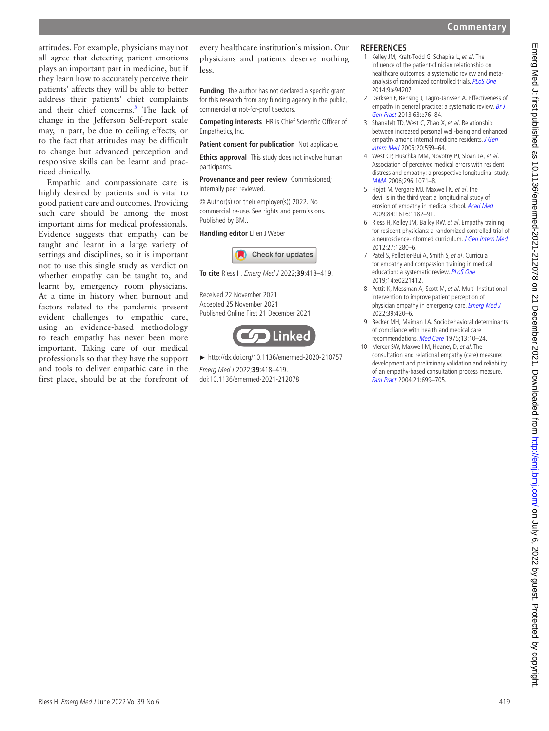attitudes. For example, physicians may not all agree that detecting patient emotions plays an important part in medicine, but if they learn how to accurately perceive their patients' affects they will be able to better address their patients' chief complaints and their chief concerns.[5] The lack of change in the Jefferson Self-report scale may, in part, be due to ceiling effects, or to the fact that attitudes may be difficult to change but advanced perception and responsive skills can be learnt and practiced clinically.

Empathic and compassionate care is highly desired by patients and is vital to good patient care and outcomes. Providing such care should be among the most important aims for medical professionals. Evidence suggests that empathy can be taught and learnt in a large variety of settings and disciplines, so it is important not to use this single study as verdict on whether empathy can be taught to, and learnt by, emergency room physicians. At a time in history when burnout and factors related to the pandemic present evident challenges to empathic care, using an evidence-based methodology to teach empathy has never been more important. Taking care of our medical professionals so that they have the support and tools to deliver empathic care in the first place, should be at the forefront of every healthcare institution's mission. Our physicians and patients deserve nothing less.

**Funding** The author has not declared a specific grant for this research from any funding agency in the public, commercial or not-for-profit sectors.

**Competing interests** HR is Chief Scientific Officer of Empathetics, Inc.

**Patient consent for publication** Not applicable.

**Ethics approval** This study does not involve human participants.

**Provenance and peer review** Commissioned; internally peer reviewed.

© Author(s) (or their employer(s)) 2022. No commercial re-use. See rights and permissions. Published by BMJ.

**Handling editor** Ellen J Weber

**To cite** Riess H. *Emerg Med J* 2022;**39**:418–419.

Received 22 November 2021
Accepted 25 November 2021
Published Online First 21 December 2021

► http://dx.doi.org/10.1136/emermed-2020-210757

*Emerg Med J* 2022;**39**:418–419.
doi:10.1136/emermed-2021-212078

## REFERENCES

1. Kelley JM, Kraft-Todd G, Schapira L, *et al*. The influence of the patient-clinician relationship on healthcare outcomes: a systematic review and meta-analysis of randomized controlled trials. *PLoS One* 2014;9:e94207.
2. Derksen F, Bensing J, Lagro-Janssen A. Effectiveness of empathy in general practice: a systematic review. *Br J Gen Pract* 2013;63:e76–84.
3. Shanafelt TD, West C, Zhao X, *et al*. Relationship between increased personal well-being and enhanced empathy among internal medicine residents. *J Gen Intern Med* 2005;20:559–64.
4. West CP, Huschka MM, Novotny PJ, Sloan JA, *et al*. Association of perceived medical errors with resident distress and empathy: a prospective longitudinal study. *JAMA* 2006;296:1071–8.
5. Hojat M, Vergare MJ, Maxwell K, *et al*. The devil is in the third year: a longitudinal study of erosion of empathy in medical school. *Acad Med* 2009;84:1616:1182–91.
6. Riess H, Kelley JM, Bailey RW, *et al*. Empathy training for resident physicians: a randomized controlled trial of a neuroscience-informed curriculum. *J Gen Intern Med* 2012;27:1280–6.
7. Patel S, Pelletier-Bui A, Smith S, *et al*. Curricula for empathy and compassion training in medical education: a systematic review. *PLoS One* 2019;14:e0221412.
8. Pettit K, Messman A, Scott M, *et al*. Multi-Institutional intervention to improve patient perception of physician empathy in emergency care. *Emerg Med J* 2022;39:420–6.
9. Becker MH, Maiman LA. Sociobehavioral determinants of compliance with health and medical care recommendations. *Med Care* 1975;13:10–24.
10. Mercer SW, Maxwell M, Heaney D, *et al*. The consultation and relational empathy (care) measure: development and preliminary validation and reliability of an empathy-based consultation process measure. *Fam Pract* 2004;21:699–705.